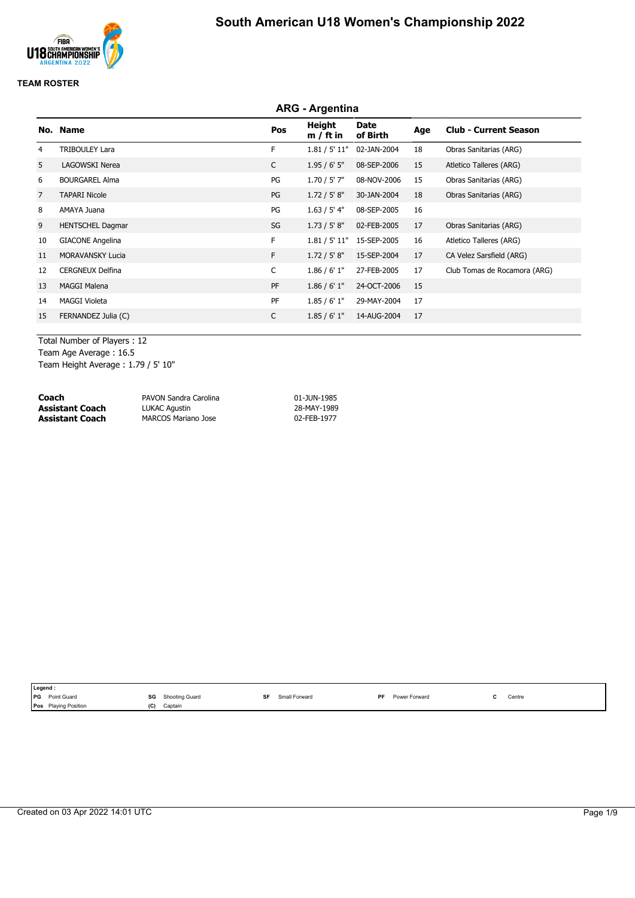# South American U18 Women's Championship 2022

**TEAM ROSTER**

## ARG - Argentina

| No. | Name | Pos | Height m / ft in | Date of Birth | Age | Club - Current Season |
|---|---|---|---|---|---|---|
| 4 | TRIBOULEY Lara | F | 1.81 / 5' 11" | 02-JAN-2004 | 18 | Obras Sanitarias (ARG) |
| 5 | LAGOWSKI Nerea | C | 1.95 / 6' 5" | 08-SEP-2006 | 15 | Atletico Talleres (ARG) |
| 6 | BOURGAREL Alma | PG | 1.70 / 5' 7" | 08-NOV-2006 | 15 | Obras Sanitarias (ARG) |
| 7 | TAPARI Nicole | PG | 1.72 / 5' 8" | 30-JAN-2004 | 18 | Obras Sanitarias (ARG) |
| 8 | AMAYA Juana | PG | 1.63 / 5' 4" | 08-SEP-2005 | 16 | |
| 9 | HENTSCHEL Dagmar | SG | 1.73 / 5' 8" | 02-FEB-2005 | 17 | Obras Sanitarias (ARG) |
| 10 | GIACONE Angelina | F | 1.81 / 5' 11" | 15-SEP-2005 | 16 | Atletico Talleres (ARG) |
| 11 | MORAVANSKY Lucia | F | 1.72 / 5' 8" | 15-SEP-2004 | 17 | CA Velez Sarsfield (ARG) |
| 12 | CERGNEUX Delfina | C | 1.86 / 6' 1" | 27-FEB-2005 | 17 | Club Tomas de Rocamora (ARG) |
| 13 | MAGGI Malena | PF | 1.86 / 6' 1" | 24-OCT-2006 | 15 | |
| 14 | MAGGI Violeta | PF | 1.85 / 6' 1" | 29-MAY-2004 | 17 | |
| 15 | FERNANDEZ Julia (C) | C | 1.85 / 6' 1" | 14-AUG-2004 | 17 | |

Total Number of Players : 12
Team Age Average : 16.5
Team Height Average : 1.79 / 5' 10"

| | | |
|---|---|---|
| **Coach** | PAVON Sandra Carolina | 01-JUN-1985 |
| **Assistant Coach** | LUKAC Agustin | 28-MAY-1989 |
| **Assistant Coach** | MARCOS Mariano Jose | 02-FEB-1977 |

**Legend :**
PG Point Guard | SG Shooting Guard | SF Small Forward | PF Power Forward | C Centre
Pos Playing Position | (C) Captain

Created on 03 Apr 2022 14:01 UTC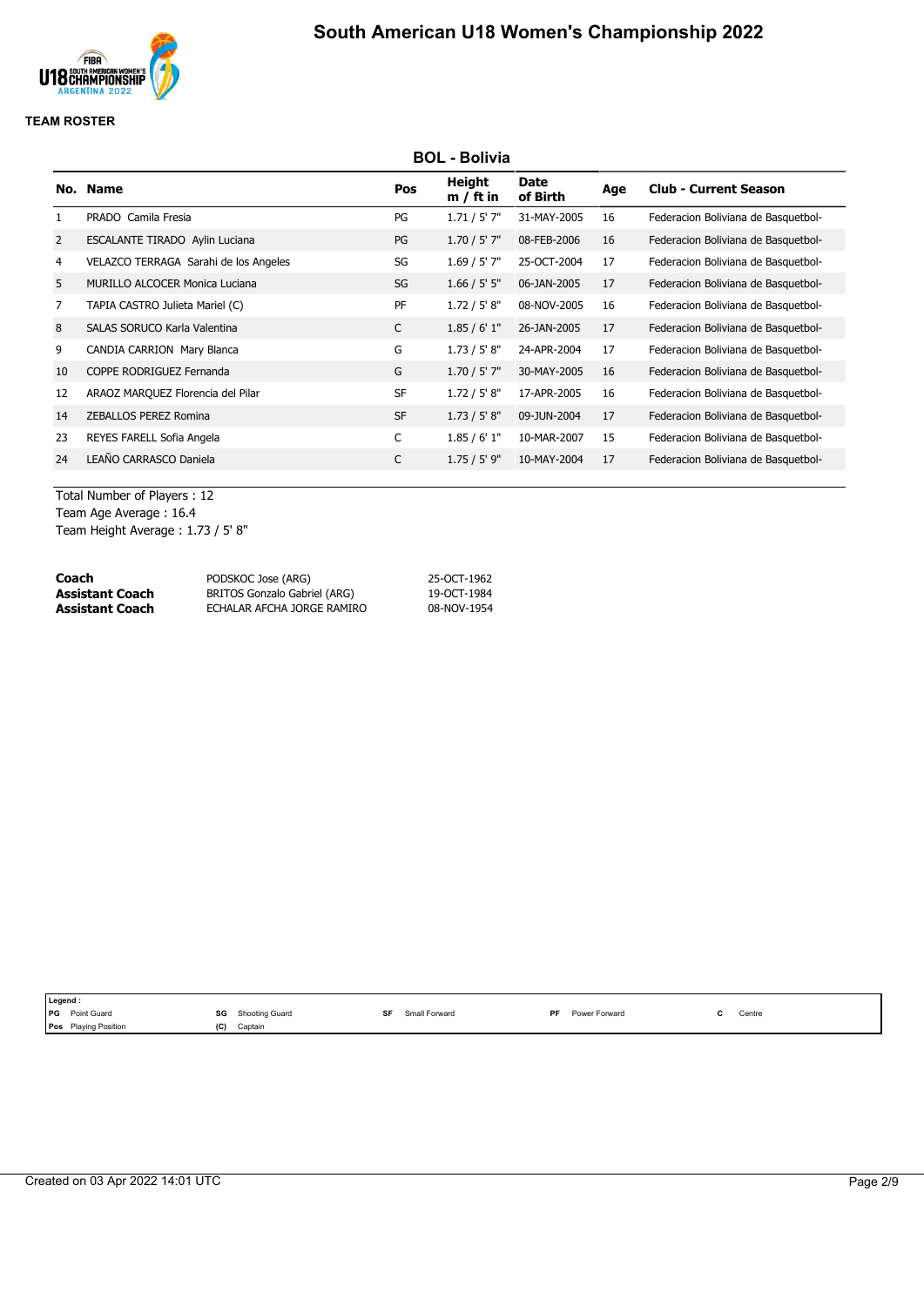# South American U18 Women's Championship 2022

**TEAM ROSTER**

## BOL - Bolivia

| No. | Name | Pos | Height m / ft in | Date of Birth | Age | Club - Current Season |
|---|---|---|---|---|---|---|
| 1 | PRADO Camila Fresia | PG | 1.71 / 5' 7" | 31-MAY-2005 | 16 | Federacion Boliviana de Basquetbol- |
| 2 | ESCALANTE TIRADO Aylin Luciana | PG | 1.70 / 5' 7" | 08-FEB-2006 | 16 | Federacion Boliviana de Basquetbol- |
| 4 | VELAZCO TERRAGA Sarahi de los Angeles | SG | 1.69 / 5' 7" | 25-OCT-2004 | 17 | Federacion Boliviana de Basquetbol- |
| 5 | MURILLO ALCOCER Monica Luciana | SG | 1.66 / 5' 5" | 06-JAN-2005 | 17 | Federacion Boliviana de Basquetbol- |
| 7 | TAPIA CASTRO Julieta Mariel (C) | PF | 1.72 / 5' 8" | 08-NOV-2005 | 16 | Federacion Boliviana de Basquetbol- |
| 8 | SALAS SORUCO Karla Valentina | C | 1.85 / 6' 1" | 26-JAN-2005 | 17 | Federacion Boliviana de Basquetbol- |
| 9 | CANDIA CARRION Mary Blanca | G | 1.73 / 5' 8" | 24-APR-2004 | 17 | Federacion Boliviana de Basquetbol- |
| 10 | COPPE RODRIGUEZ Fernanda | G | 1.70 / 5' 7" | 30-MAY-2005 | 16 | Federacion Boliviana de Basquetbol- |
| 12 | ARAOZ MARQUEZ Florencia del Pilar | SF | 1.72 / 5' 8" | 17-APR-2005 | 16 | Federacion Boliviana de Basquetbol- |
| 14 | ZEBALLOS PEREZ Romina | SF | 1.73 / 5' 8" | 09-JUN-2004 | 17 | Federacion Boliviana de Basquetbol- |
| 23 | REYES FARELL Sofia Angela | C | 1.85 / 6' 1" | 10-MAR-2007 | 15 | Federacion Boliviana de Basquetbol- |
| 24 | LEAÑO CARRASCO Daniela | C | 1.75 / 5' 9" | 10-MAY-2004 | 17 | Federacion Boliviana de Basquetbol- |

Total Number of Players : 12
Team Age Average : 16.4
Team Height Average : 1.73 / 5' 8"

| | | |
|---|---|---|
| **Coach** | PODSKOC Jose (ARG) | 25-OCT-1962 |
| **Assistant Coach** | BRITOS Gonzalo Gabriel (ARG) | 19-OCT-1984 |
| **Assistant Coach** | ECHALAR AFCHA JORGE RAMIRO | 08-NOV-1954 |

**Legend :**

| | | | | | | | | | |
|---|---|---|---|---|---|---|---|---|---|
| PG | Point Guard | SG | Shooting Guard | SF | Small Forward | PF | Power Forward | C | Centre |
| Pos | Playing Position | (C) | Captain | | | | | | |

Created on 03 Apr 2022 14:01 UTC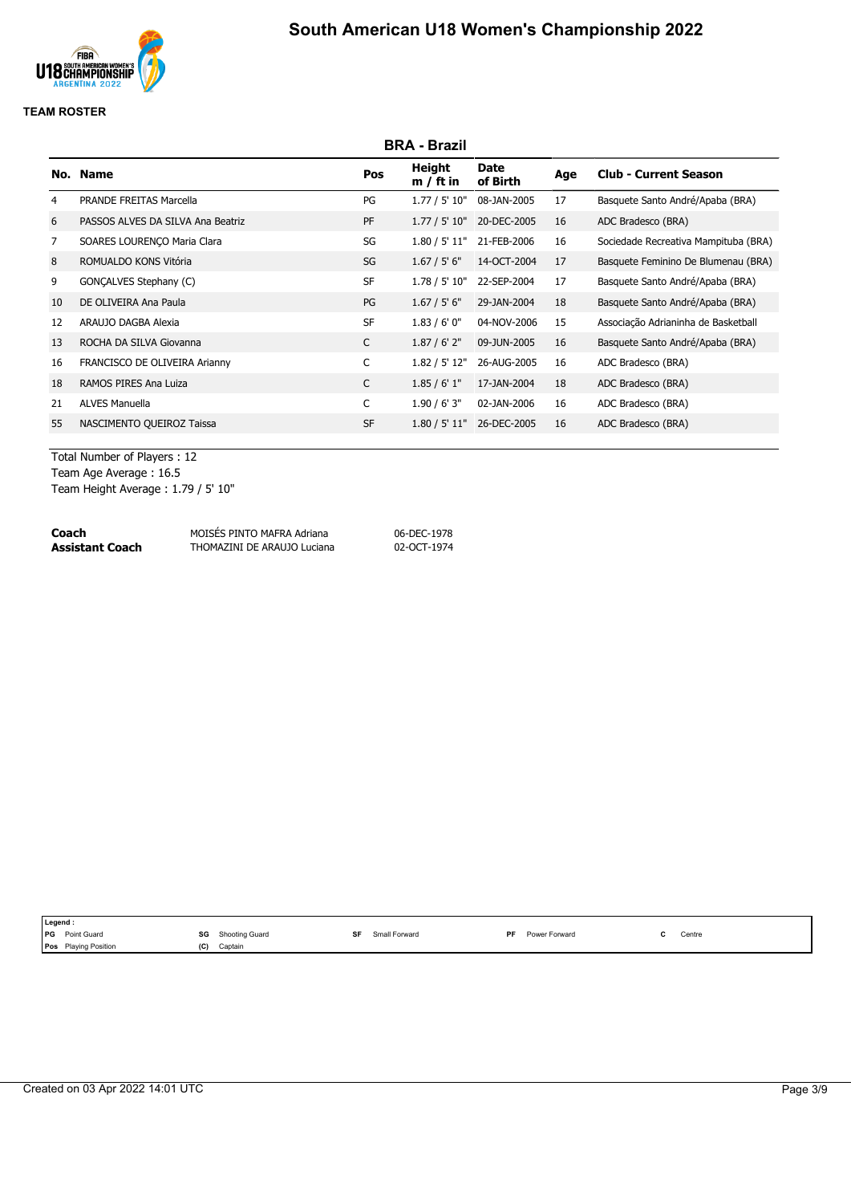# South American U18 Women's Championship 2022

**TEAM ROSTER**

## BRA - Brazil

| No. | Name | Pos | Height m / ft in | Date of Birth | Age | Club - Current Season |
|---|---|---|---|---|---|---|
| 4 | PRANDE FREITAS Marcella | PG | 1.77 / 5' 10" | 08-JAN-2005 | 17 | Basquete Santo André/Apaba (BRA) |
| 6 | PASSOS ALVES DA SILVA Ana Beatriz | PF | 1.77 / 5' 10" | 20-DEC-2005 | 16 | ADC Bradesco (BRA) |
| 7 | SOARES LOURENÇO Maria Clara | SG | 1.80 / 5' 11" | 21-FEB-2006 | 16 | Sociedade Recreativa Mampituba (BRA) |
| 8 | ROMUALDO KONS Vitória | SG | 1.67 / 5' 6" | 14-OCT-2004 | 17 | Basquete Feminino De Blumenau (BRA) |
| 9 | GONÇALVES Stephany (C) | SF | 1.78 / 5' 10" | 22-SEP-2004 | 17 | Basquete Santo André/Apaba (BRA) |
| 10 | DE OLIVEIRA Ana Paula | PG | 1.67 / 5' 6" | 29-JAN-2004 | 18 | Basquete Santo André/Apaba (BRA) |
| 12 | ARAUJO DAGBA Alexia | SF | 1.83 / 6' 0" | 04-NOV-2006 | 15 | Associação Adrianinha de Basketball |
| 13 | ROCHA DA SILVA Giovanna | C | 1.87 / 6' 2" | 09-JUN-2005 | 16 | Basquete Santo André/Apaba (BRA) |
| 16 | FRANCISCO DE OLIVEIRA Arianny | C | 1.82 / 5' 12" | 26-AUG-2005 | 16 | ADC Bradesco (BRA) |
| 18 | RAMOS PIRES Ana Luiza | C | 1.85 / 6' 1" | 17-JAN-2004 | 18 | ADC Bradesco (BRA) |
| 21 | ALVES Manuella | C | 1.90 / 6' 3" | 02-JAN-2006 | 16 | ADC Bradesco (BRA) |
| 55 | NASCIMENTO QUEIROZ Taissa | SF | 1.80 / 5' 11" | 26-DEC-2005 | 16 | ADC Bradesco (BRA) |

Total Number of Players : 12
Team Age Average : 16.5
Team Height Average : 1.79 / 5' 10"

| | | |
|---|---|---|
| **Coach** | MOISÉS PINTO MAFRA Adriana | 06-DEC-1978 |
| **Assistant Coach** | THOMAZINI DE ARAUJO Luciana | 02-OCT-1974 |

**Legend :**

| | | | | | | | | | |
|---|---|---|---|---|---|---|---|---|---|
| PG | Point Guard | SG | Shooting Guard | SF | Small Forward | PF | Power Forward | C | Centre |
| Pos | Playing Position | (C) | Captain | | | | | | |

Created on 03 Apr 2022 14:01 UTC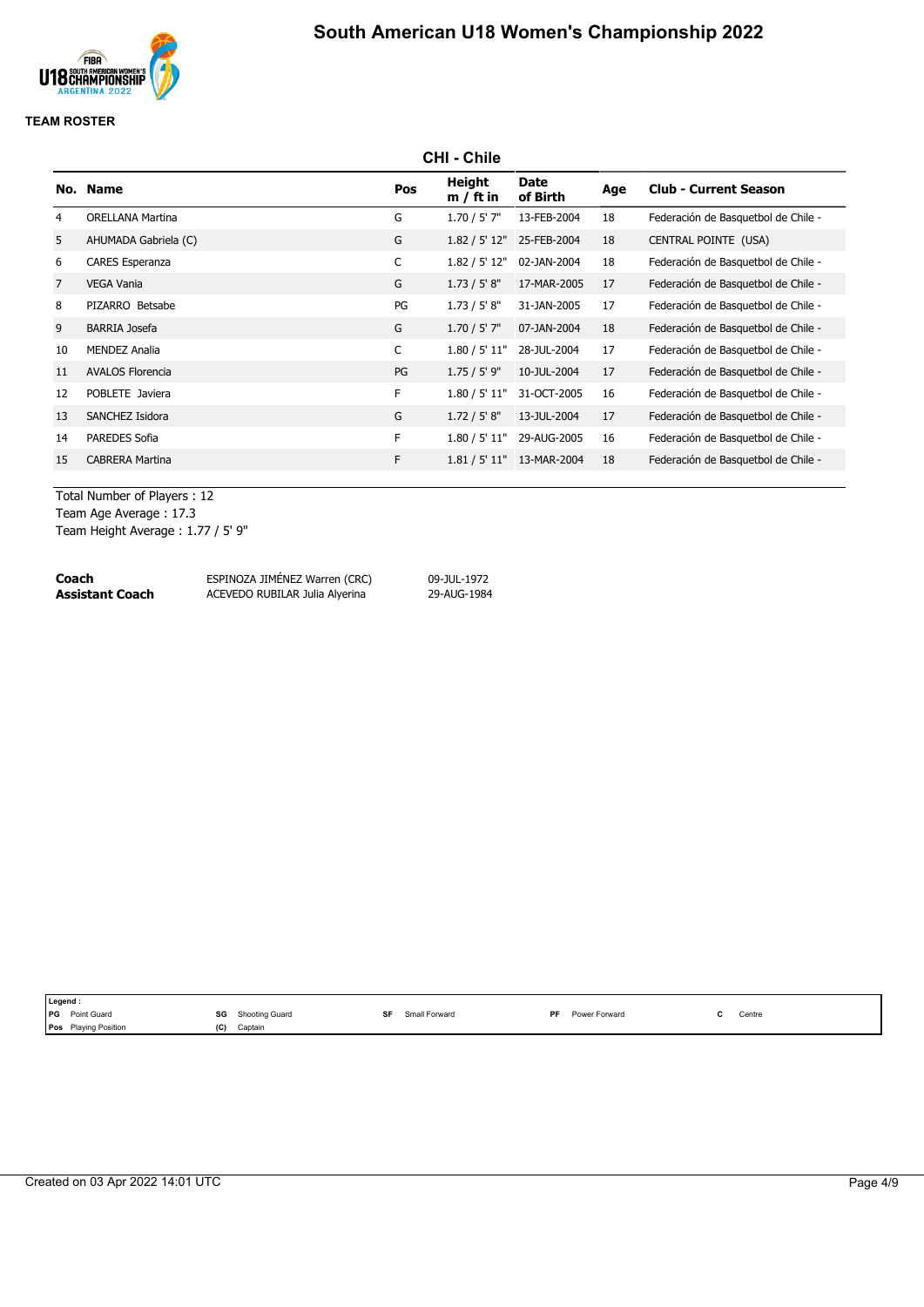# South American U18 Women's Championship 2022

**TEAM ROSTER**

## CHI - Chile

| No. | Name | Pos | Height m / ft in | Date of Birth | Age | Club - Current Season |
|---|---|---|---|---|---|---|
| 4 | ORELLANA Martina | G | 1.70 / 5' 7" | 13-FEB-2004 | 18 | Federación de Basquetbol de Chile - |
| 5 | AHUMADA Gabriela (C) | G | 1.82 / 5' 12" | 25-FEB-2004 | 18 | CENTRAL POINTE (USA) |
| 6 | CARES Esperanza | C | 1.82 / 5' 12" | 02-JAN-2004 | 18 | Federación de Basquetbol de Chile - |
| 7 | VEGA Vania | G | 1.73 / 5' 8" | 17-MAR-2005 | 17 | Federación de Basquetbol de Chile - |
| 8 | PIZARRO Betsabe | PG | 1.73 / 5' 8" | 31-JAN-2005 | 17 | Federación de Basquetbol de Chile - |
| 9 | BARRIA Josefa | G | 1.70 / 5' 7" | 07-JAN-2004 | 18 | Federación de Basquetbol de Chile - |
| 10 | MENDEZ Analia | C | 1.80 / 5' 11" | 28-JUL-2004 | 17 | Federación de Basquetbol de Chile - |
| 11 | AVALOS Florencia | PG | 1.75 / 5' 9" | 10-JUL-2004 | 17 | Federación de Basquetbol de Chile - |
| 12 | POBLETE Javiera | F | 1.80 / 5' 11" | 31-OCT-2005 | 16 | Federación de Basquetbol de Chile - |
| 13 | SANCHEZ Isidora | G | 1.72 / 5' 8" | 13-JUL-2004 | 17 | Federación de Basquetbol de Chile - |
| 14 | PAREDES Sofia | F | 1.80 / 5' 11" | 29-AUG-2005 | 16 | Federación de Basquetbol de Chile - |
| 15 | CABRERA Martina | F | 1.81 / 5' 11" | 13-MAR-2004 | 18 | Federación de Basquetbol de Chile - |

Total Number of Players : 12
Team Age Average : 17.3
Team Height Average : 1.77 / 5' 9"

| | | |
|---|---|---|
| **Coach** | ESPINOZA JIMÉNEZ Warren (CRC) | 09-JUL-1972 |
| **Assistant Coach** | ACEVEDO RUBILAR Julia Alyerina | 29-AUG-1984 |

**Legend :**

| | | | | | | | | | |
|---|---|---|---|---|---|---|---|---|---|
| PG | Point Guard | SG | Shooting Guard | SF | Small Forward | PF | Power Forward | C | Centre |
| Pos | Playing Position | (C) | Captain | | | | | | |

Created on 03 Apr 2022 14:01 UTC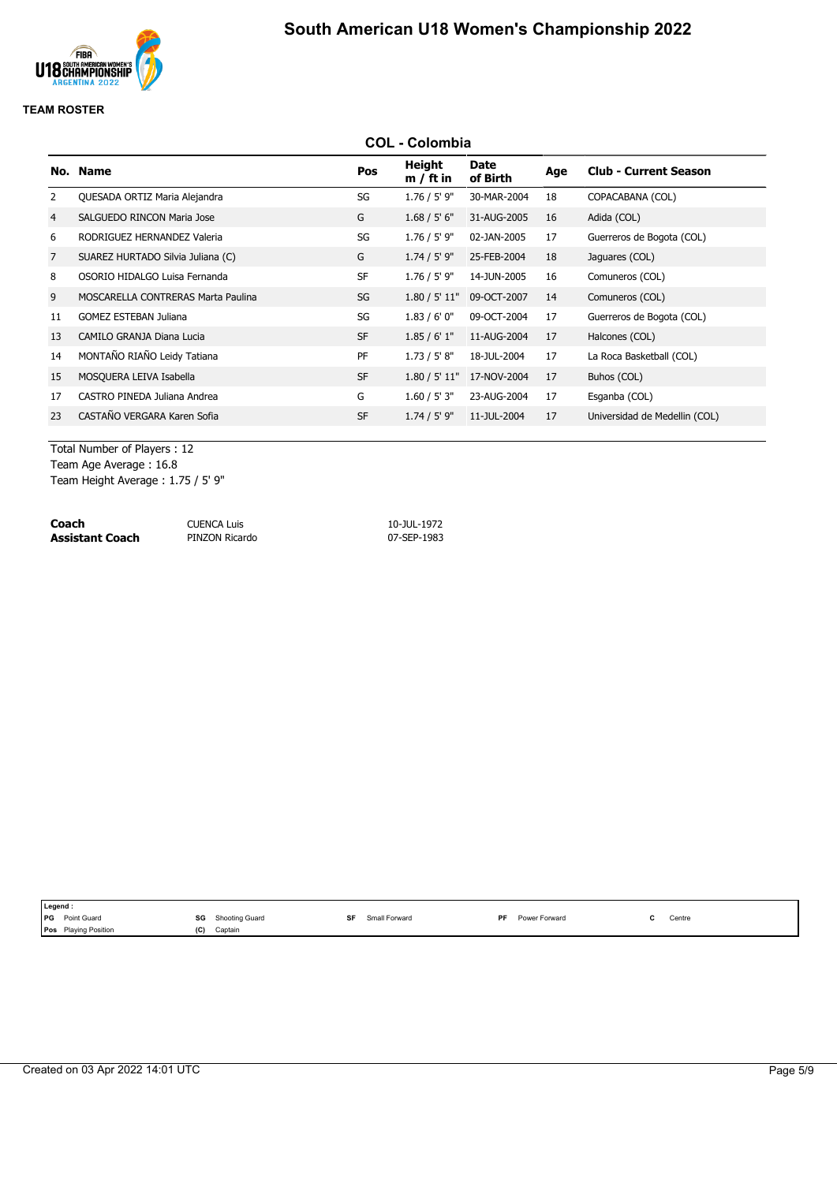# South American U18 Women's Championship 2022

**TEAM ROSTER**

## COL - Colombia

| No. | Name | Pos | Height m / ft in | Date of Birth | Age | Club - Current Season |
|---|---|---|---|---|---|---|
| 2 | QUESADA ORTIZ Maria Alejandra | SG | 1.76 / 5' 9" | 30-MAR-2004 | 18 | COPACABANA (COL) |
| 4 | SALGUEDO RINCON Maria Jose | G | 1.68 / 5' 6" | 31-AUG-2005 | 16 | Adida (COL) |
| 6 | RODRIGUEZ HERNANDEZ Valeria | SG | 1.76 / 5' 9" | 02-JAN-2005 | 17 | Guerreros de Bogota (COL) |
| 7 | SUAREZ HURTADO Silvia Juliana (C) | G | 1.74 / 5' 9" | 25-FEB-2004 | 18 | Jaguares (COL) |
| 8 | OSORIO HIDALGO Luisa Fernanda | SF | 1.76 / 5' 9" | 14-JUN-2005 | 16 | Comuneros (COL) |
| 9 | MOSCARELLA CONTRERAS Marta Paulina | SG | 1.80 / 5' 11" | 09-OCT-2007 | 14 | Comuneros (COL) |
| 11 | GOMEZ ESTEBAN Juliana | SG | 1.83 / 6' 0" | 09-OCT-2004 | 17 | Guerreros de Bogota (COL) |
| 13 | CAMILO GRANJA Diana Lucia | SF | 1.85 / 6' 1" | 11-AUG-2004 | 17 | Halcones (COL) |
| 14 | MONTAÑO RIAÑO Leidy Tatiana | PF | 1.73 / 5' 8" | 18-JUL-2004 | 17 | La Roca Basketball (COL) |
| 15 | MOSQUERA LEIVA Isabella | SF | 1.80 / 5' 11" | 17-NOV-2004 | 17 | Buhos (COL) |
| 17 | CASTRO PINEDA Juliana Andrea | G | 1.60 / 5' 3" | 23-AUG-2004 | 17 | Esganba (COL) |
| 23 | CASTAÑO VERGARA Karen Sofia | SF | 1.74 / 5' 9" | 11-JUL-2004 | 17 | Universidad de Medellin (COL) |

Total Number of Players : 12
Team Age Average : 16.8
Team Height Average : 1.75 / 5' 9"

| | | |
|---|---|---|
| **Coach** | CUENCA Luis | 10-JUL-1972 |
| **Assistant Coach** | PINZON Ricardo | 07-SEP-1983 |

**Legend :**

| | | | | | | | | | |
|---|---|---|---|---|---|---|---|---|---|
| PG | Point Guard | SG | Shooting Guard | SF | Small Forward | PF | Power Forward | C | Centre |
| Pos | Playing Position | (C) | Captain | | | | | | |

Created on 03 Apr 2022 14:01 UTC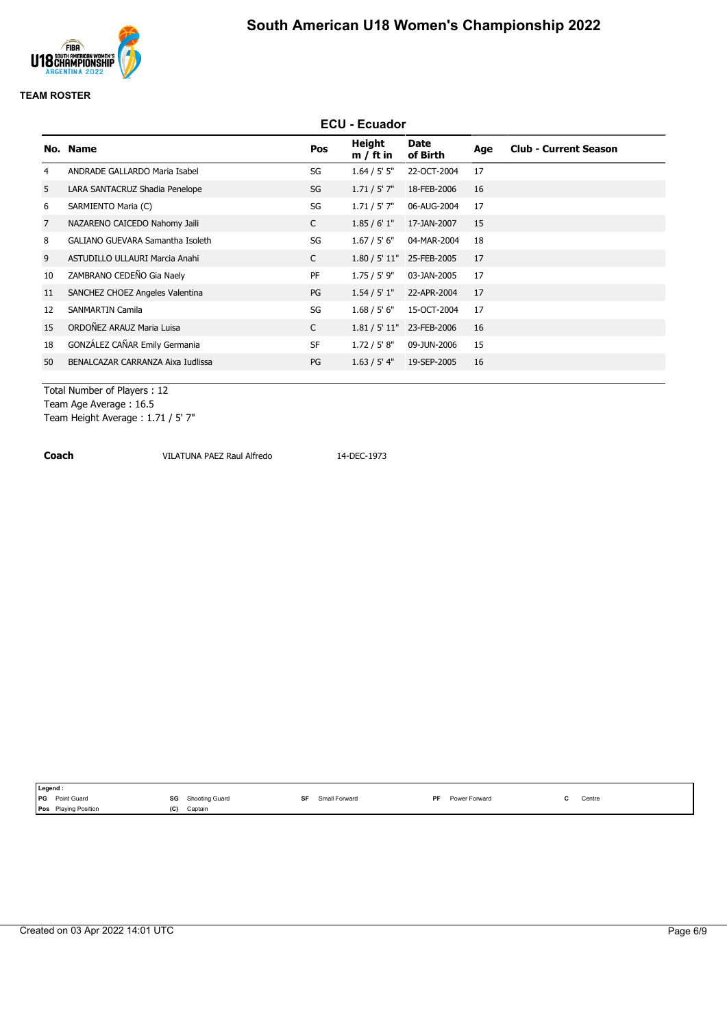# South American U18 Women's Championship 2022

**TEAM ROSTER**

## ECU - Ecuador

| No. | Name | Pos | Height m / ft in | Date of Birth | Age | Club - Current Season |
|---|---|---|---|---|---|---|
| 4 | ANDRADE GALLARDO Maria Isabel | SG | 1.64 / 5' 5" | 22-OCT-2004 | 17 | |
| 5 | LARA SANTACRUZ Shadia Penelope | SG | 1.71 / 5' 7" | 18-FEB-2006 | 16 | |
| 6 | SARMIENTO Maria (C) | SG | 1.71 / 5' 7" | 06-AUG-2004 | 17 | |
| 7 | NAZARENO CAICEDO Nahomy Jaili | C | 1.85 / 6' 1" | 17-JAN-2007 | 15 | |
| 8 | GALIANO GUEVARA Samantha Isoleth | SG | 1.67 / 5' 6" | 04-MAR-2004 | 18 | |
| 9 | ASTUDILLO ULLAURI Marcia Anahi | C | 1.80 / 5' 11" | 25-FEB-2005 | 17 | |
| 10 | ZAMBRANO CEDEÑO Gia Naely | PF | 1.75 / 5' 9" | 03-JAN-2005 | 17 | |
| 11 | SANCHEZ CHOEZ Angeles Valentina | PG | 1.54 / 5' 1" | 22-APR-2004 | 17 | |
| 12 | SANMARTIN Camila | SG | 1.68 / 5' 6" | 15-OCT-2004 | 17 | |
| 15 | ORDOÑEZ ARAUZ Maria Luisa | C | 1.81 / 5' 11" | 23-FEB-2006 | 16 | |
| 18 | GONZÁLEZ CAÑAR Emily Germania | SF | 1.72 / 5' 8" | 09-JUN-2006 | 15 | |
| 50 | BENALCAZAR CARRANZA Aixa Iudlissa | PG | 1.63 / 5' 4" | 19-SEP-2005 | 16 | |

Total Number of Players : 12
Team Age Average : 16.5
Team Height Average : 1.71 / 5' 7"

**Coach** VILATUNA PAEZ Raul Alfredo 14-DEC-1973

| Legend : | | | | | | | | | |
|---|---|---|---|---|---|---|---|---|---|
| PG | Point Guard | SG | Shooting Guard | SF | Small Forward | PF | Power Forward | C | Centre |
| Pos | Playing Position | (C) | Captain | | | | | | |

Created on 03 Apr 2022 14:01 UTC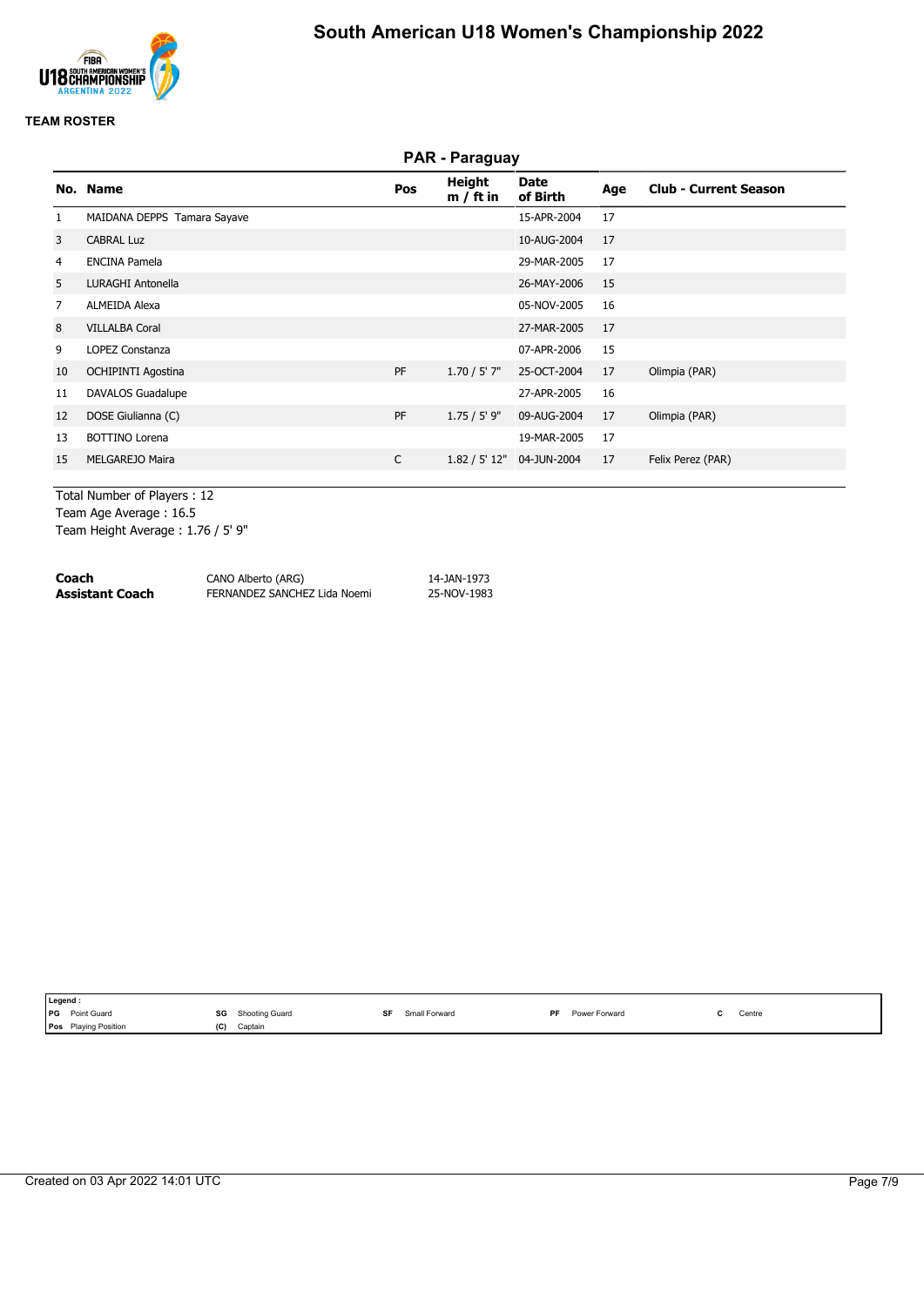# South American U18 Women's Championship 2022

**TEAM ROSTER**

## PAR - Paraguay

| No. | Name | Pos | Height m / ft in | Date of Birth | Age | Club - Current Season |
|---|---|---|---|---|---|---|
| 1 | MAIDANA DEPPS Tamara Sayave | | | 15-APR-2004 | 17 | |
| 3 | CABRAL Luz | | | 10-AUG-2004 | 17 | |
| 4 | ENCINA Pamela | | | 29-MAR-2005 | 17 | |
| 5 | LURAGHI Antonella | | | 26-MAY-2006 | 15 | |
| 7 | ALMEIDA Alexa | | | 05-NOV-2005 | 16 | |
| 8 | VILLALBA Coral | | | 27-MAR-2005 | 17 | |
| 9 | LOPEZ Constanza | | | 07-APR-2006 | 15 | |
| 10 | OCHIPINTI Agostina | PF | 1.70 / 5' 7" | 25-OCT-2004 | 17 | Olimpia (PAR) |
| 11 | DAVALOS Guadalupe | | | 27-APR-2005 | 16 | |
| 12 | DOSE Giulianna (C) | PF | 1.75 / 5' 9" | 09-AUG-2004 | 17 | Olimpia (PAR) |
| 13 | BOTTINO Lorena | | | 19-MAR-2005 | 17 | |
| 15 | MELGAREJO Maira | C | 1.82 / 5' 12" | 04-JUN-2004 | 17 | Felix Perez (PAR) |

Total Number of Players : 12
Team Age Average : 16.5
Team Height Average : 1.76 / 5' 9"

| | | |
|---|---|---|
| **Coach** | CANO Alberto (ARG) | 14-JAN-1973 |
| **Assistant Coach** | FERNANDEZ SANCHEZ Lida Noemi | 25-NOV-1983 |

**Legend :**

| | | | | | | | | | |
|---|---|---|---|---|---|---|---|---|---|
| PG | Point Guard | SG | Shooting Guard | SF | Small Forward | PF | Power Forward | C | Centre |
| Pos | Playing Position | (C) | Captain | | | | | | |

Created on 03 Apr 2022 14:01 UTC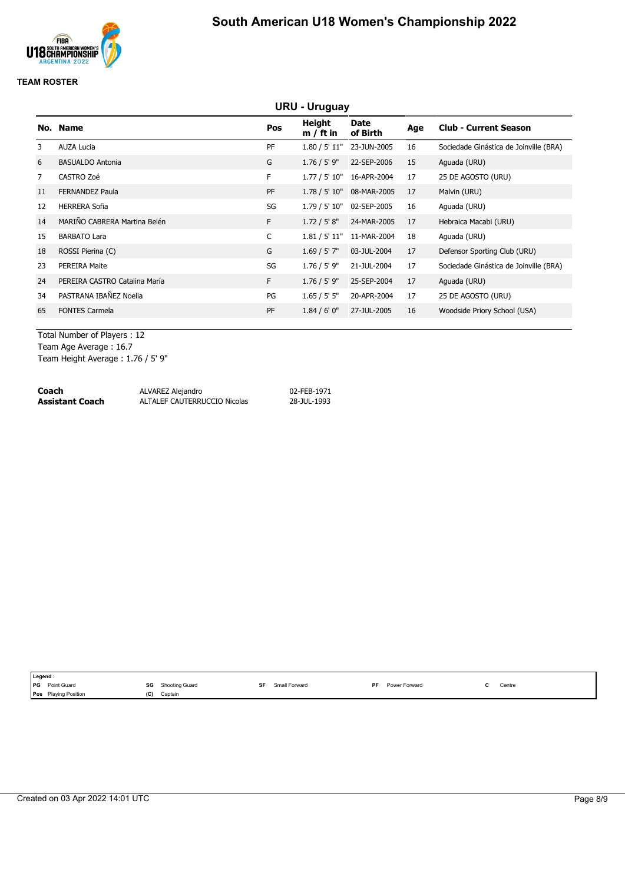# South American U18 Women's Championship 2022

**TEAM ROSTER**

## URU - Uruguay

| No. | Name | Pos | Height m / ft in | Date of Birth | Age | Club - Current Season |
|---|---|---|---|---|---|---|
| 3 | AUZA Lucia | PF | 1.80 / 5' 11" | 23-JUN-2005 | 16 | Sociedade Ginástica de Joinville (BRA) |
| 6 | BASUALDO Antonia | G | 1.76 / 5' 9" | 22-SEP-2006 | 15 | Aguada (URU) |
| 7 | CASTRO Zoé | F | 1.77 / 5' 10" | 16-APR-2004 | 17 | 25 DE AGOSTO (URU) |
| 11 | FERNANDEZ Paula | PF | 1.78 / 5' 10" | 08-MAR-2005 | 17 | Malvin (URU) |
| 12 | HERRERA Sofia | SG | 1.79 / 5' 10" | 02-SEP-2005 | 16 | Aguada (URU) |
| 14 | MARIÑO CABRERA Martina Belén | F | 1.72 / 5' 8" | 24-MAR-2005 | 17 | Hebraica Macabi (URU) |
| 15 | BARBATO Lara | C | 1.81 / 5' 11" | 11-MAR-2004 | 18 | Aguada (URU) |
| 18 | ROSSI Pierina (C) | G | 1.69 / 5' 7" | 03-JUL-2004 | 17 | Defensor Sporting Club (URU) |
| 23 | PEREIRA Maite | SG | 1.76 / 5' 9" | 21-JUL-2004 | 17 | Sociedade Ginástica de Joinville (BRA) |
| 24 | PEREIRA CASTRO Catalina María | F | 1.76 / 5' 9" | 25-SEP-2004 | 17 | Aguada (URU) |
| 34 | PASTRANA IBAÑEZ Noelia | PG | 1.65 / 5' 5" | 20-APR-2004 | 17 | 25 DE AGOSTO (URU) |
| 65 | FONTES Carmela | PF | 1.84 / 6' 0" | 27-JUL-2005 | 16 | Woodside Priory School (USA) |

Total Number of Players : 12
Team Age Average : 16.7
Team Height Average : 1.76 / 5' 9"

| | | |
|---|---|---|
| **Coach** | ALVAREZ Alejandro | 02-FEB-1971 |
| **Assistant Coach** | ALTALEF CAUTERRUCCIO Nicolas | 28-JUL-1993 |

**Legend :**

| | | | | | | | | | |
|---|---|---|---|---|---|---|---|---|---|
| PG | Point Guard | SG | Shooting Guard | SF | Small Forward | PF | Power Forward | C | Centre |
| Pos | Playing Position | (C) | Captain | | | | | | |

Created on 03 Apr 2022 14:01 UTC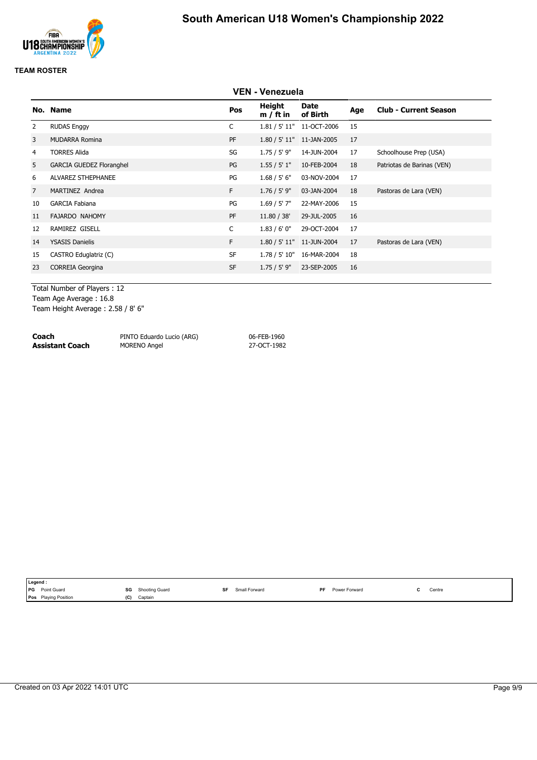# South American U18 Women's Championship 2022

**TEAM ROSTER**

## VEN - Venezuela

| No. | Name | Pos | Height m / ft in | Date of Birth | Age | Club - Current Season |
|---|---|---|---|---|---|---|
| 2 | RUDAS Enggy | C | 1.81 / 5' 11" | 11-OCT-2006 | 15 | |
| 3 | MUDARRA Romina | PF | 1.80 / 5' 11" | 11-JAN-2005 | 17 | |
| 4 | TORRES Alida | SG | 1.75 / 5' 9" | 14-JUN-2004 | 17 | Schoolhouse Prep (USA) |
| 5 | GARCIA GUEDEZ Floranghel | PG | 1.55 / 5' 1" | 10-FEB-2004 | 18 | Patriotas de Barinas (VEN) |
| 6 | ALVAREZ STHEPHANEE | PG | 1.68 / 5' 6" | 03-NOV-2004 | 17 | |
| 7 | MARTINEZ Andrea | F | 1.76 / 5' 9" | 03-JAN-2004 | 18 | Pastoras de Lara (VEN) |
| 10 | GARCIA Fabiana | PG | 1.69 / 5' 7" | 22-MAY-2006 | 15 | |
| 11 | FAJARDO NAHOMY | PF | 11.80 / 38' | 29-JUL-2005 | 16 | |
| 12 | RAMIREZ GISELL | C | 1.83 / 6' 0" | 29-OCT-2004 | 17 | |
| 14 | YSASIS Danielis | F | 1.80 / 5' 11" | 11-JUN-2004 | 17 | Pastoras de Lara (VEN) |
| 15 | CASTRO Eduglatriz (C) | SF | 1.78 / 5' 10" | 16-MAR-2004 | 18 | |
| 23 | CORREIA Georgina | SF | 1.75 / 5' 9" | 23-SEP-2005 | 16 | |

Total Number of Players : 12
Team Age Average : 16.8
Team Height Average : 2.58 / 8' 6"

| | | |
|---|---|---|
| **Coach** | PINTO Eduardo Lucio (ARG) | 06-FEB-1960 |
| **Assistant Coach** | MORENO Angel | 27-OCT-1982 |

**Legend :**

| | | | | | | | | | |
|---|---|---|---|---|---|---|---|---|---|
| PG | Point Guard | SG | Shooting Guard | SF | Small Forward | PF | Power Forward | C | Centre |
| Pos | Playing Position | (C) | Captain | | | | | | |

Created on 03 Apr 2022 14:01 UTC